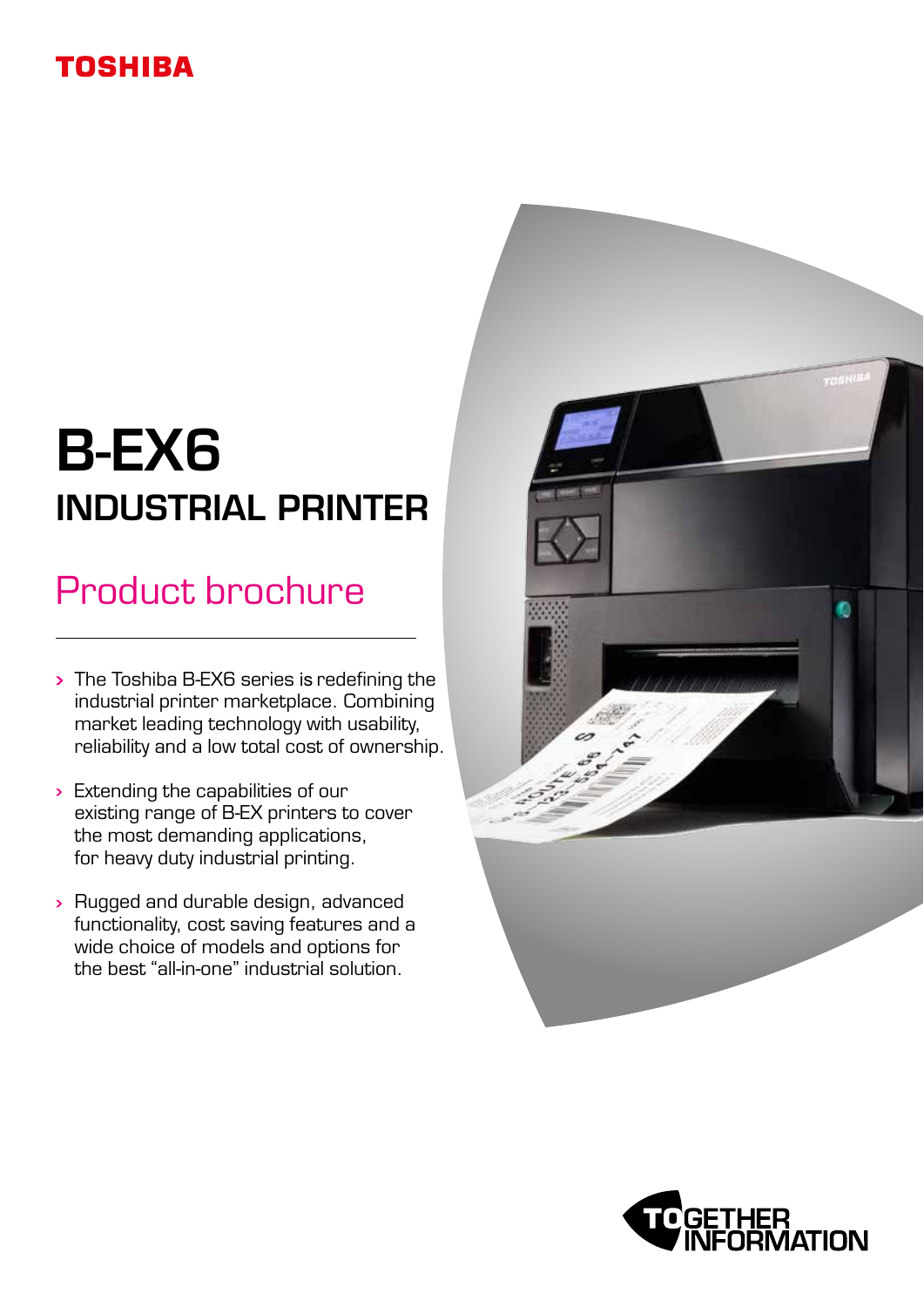TOSHIBA

# B-EX6

## INDUSTRIAL PRINTER

## Product brochure

- The Toshiba B-EX6 series is redefining the industrial printer marketplace. Combining market leading technology with usability, reliability and a low total cost of ownership.
- Extending the capabilities of our existing range of B-EX printers to cover the most demanding applications, for heavy duty industrial printing.
- Rugged and durable design, advanced functionality, cost saving features and a wide choice of models and options for the best "all-in-one" industrial solution.

TOGETHER INFORMATION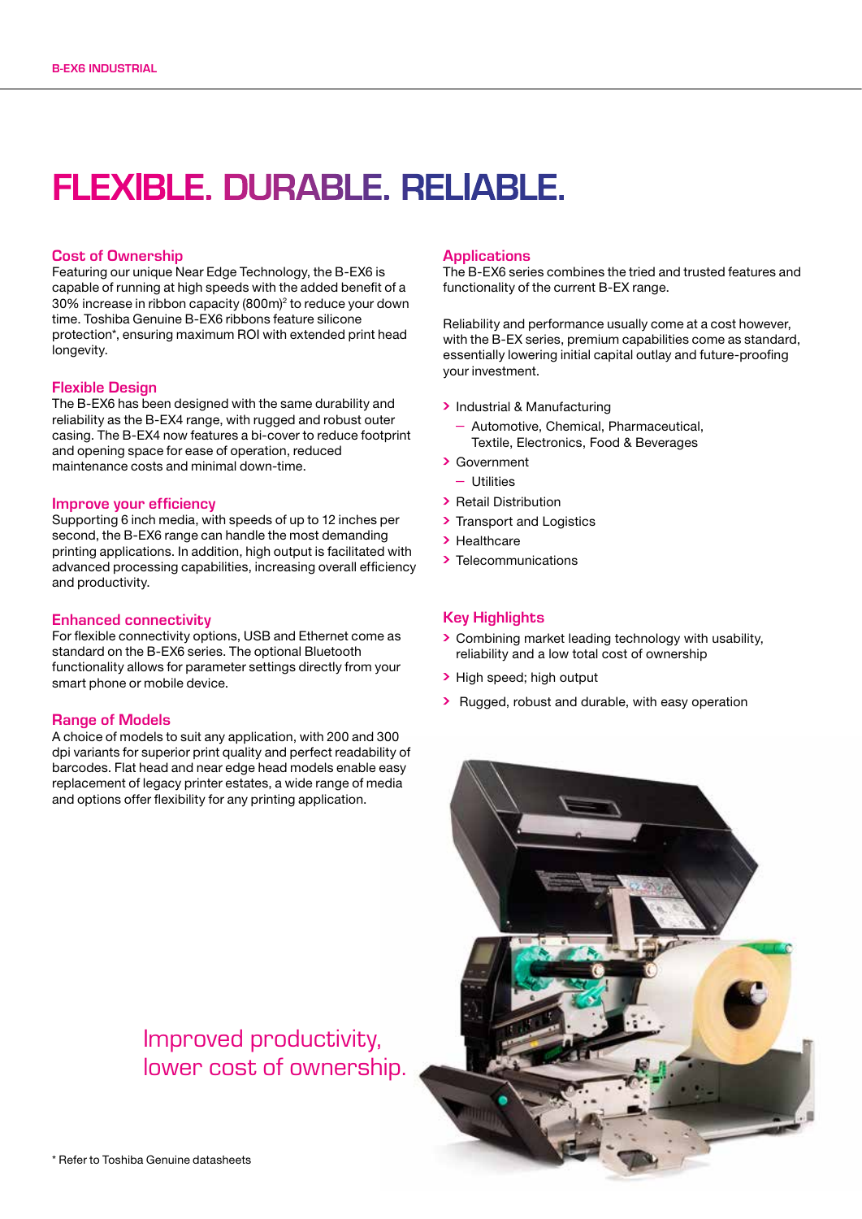# FLEXIBLE. DURABLE. RELIABLE.

## Cost of Ownership

Featuring our unique Near Edge Technology, the B-EX6 is capable of running at high speeds with the added benefit of a 30% increase in ribbon capacity (800m)[2] to reduce your down time. Toshiba Genuine B-EX6 ribbons feature silicone protection*, ensuring maximum ROI with extended print head longevity.

## Flexible Design

The B-EX6 has been designed with the same durability and reliability as the B-EX4 range, with rugged and robust outer casing. The B-EX4 now features a bi-cover to reduce footprint and opening space for ease of operation, reduced maintenance costs and minimal down-time.

## Improve your efficiency

Supporting 6 inch media, with speeds of up to 12 inches per second, the B-EX6 range can handle the most demanding printing applications. In addition, high output is facilitated with advanced processing capabilities, increasing overall efficiency and productivity.

## Enhanced connectivity

For flexible connectivity options, USB and Ethernet come as standard on the B-EX6 series. The optional Bluetooth functionality allows for parameter settings directly from your smart phone or mobile device.

## Range of Models

A choice of models to suit any application, with 200 and 300 dpi variants for superior print quality and perfect readability of barcodes. Flat head and near edge head models enable easy replacement of legacy printer estates, a wide range of media and options offer flexibility for any printing application.

## Applications

The B-EX6 series combines the tried and trusted features and functionality of the current B-EX range.

Reliability and performance usually come at a cost however, with the B-EX series, premium capabilities come as standard, essentially lowering initial capital outlay and future-proofing your investment.

- Industrial & Manufacturing
  - Automotive, Chemical, Pharmaceutical, Textile, Electronics, Food & Beverages
- Government
  - Utilities
- Retail Distribution
- Transport and Logistics
- Healthcare
- Telecommunications

## Key Highlights

- Combining market leading technology with usability, reliability and a low total cost of ownership
- High speed; high output
- Rugged, robust and durable, with easy operation

Improved productivity, lower cost of ownership.

\* Refer to Toshiba Genuine datasheets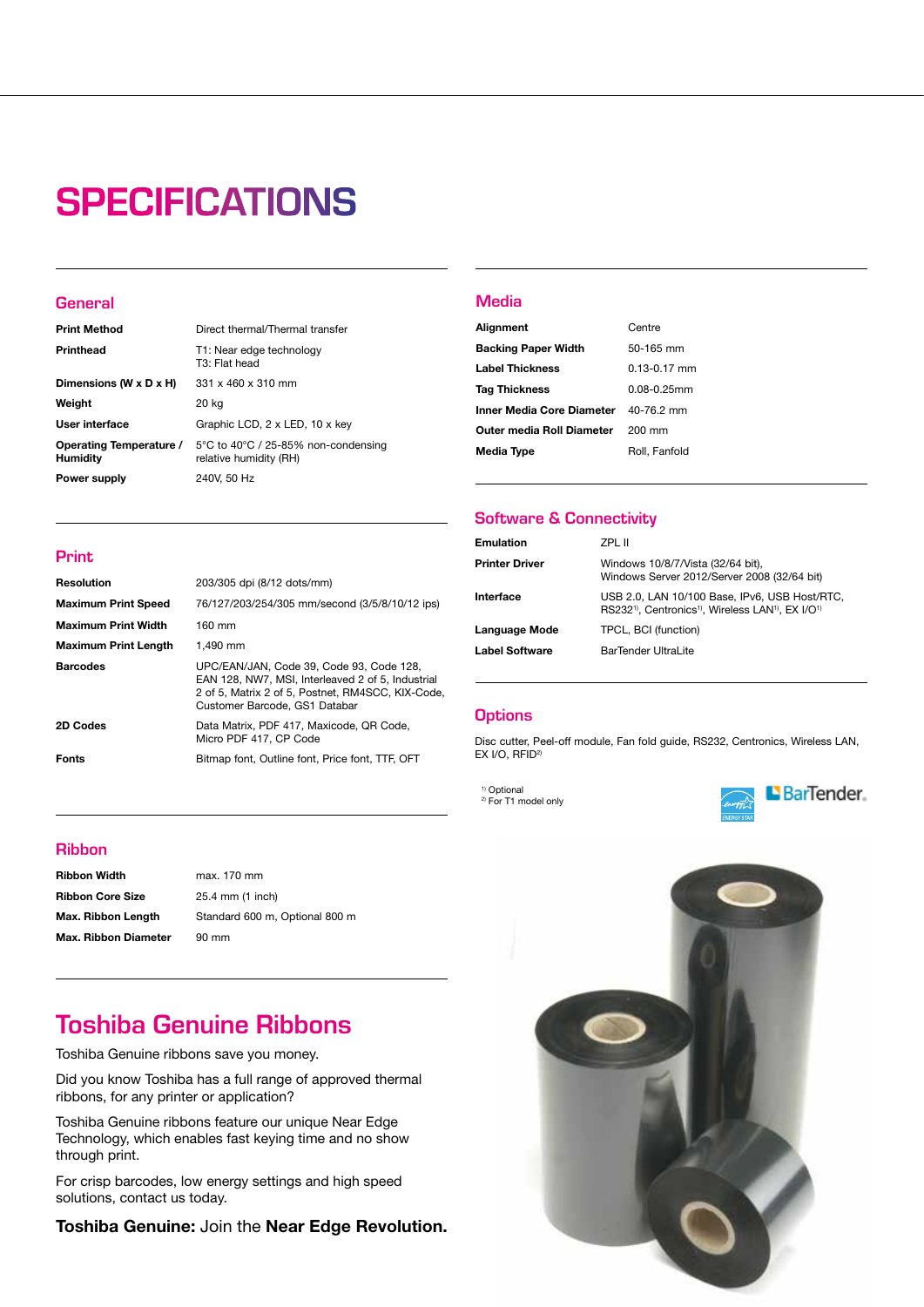# SPECIFICATIONS

## General

| | |
|---|---|
| **Print Method** | Direct thermal/Thermal transfer |
| **Printhead** | T1: Near edge technology<br>T3: Flat head |
| **Dimensions (W x D x H)** | 331 x 460 x 310 mm |
| **Weight** | 20 kg |
| **User interface** | Graphic LCD, 2 x LED, 10 x key |
| **Operating Temperature / Humidity** | 5°C to 40°C / 25-85% non-condensing relative humidity (RH) |
| **Power supply** | 240V, 50 Hz |

## Print

| | |
|---|---|
| **Resolution** | 203/305 dpi (8/12 dots/mm) |
| **Maximum Print Speed** | 76/127/203/254/305 mm/second (3/5/8/10/12 ips) |
| **Maximum Print Width** | 160 mm |
| **Maximum Print Length** | 1,490 mm |
| **Barcodes** | UPC/EAN/JAN, Code 39, Code 93, Code 128, EAN 128, NW7, MSI, Interleaved 2 of 5, Industrial 2 of 5, Matrix 2 of 5, Postnet, RM4SCC, KIX-Code, Customer Barcode, GS1 Databar |
| **2D Codes** | Data Matrix, PDF 417, Maxicode, QR Code, Micro PDF 417, CP Code |
| **Fonts** | Bitmap font, Outline font, Price font, TTF, OFT |

## Ribbon

| | |
|---|---|
| **Ribbon Width** | max. 170 mm |
| **Ribbon Core Size** | 25.4 mm (1 inch) |
| **Max. Ribbon Length** | Standard 600 m, Optional 800 m |
| **Max. Ribbon Diameter** | 90 mm |

## Media

| | |
|---|---|
| **Alignment** | Centre |
| **Backing Paper Width** | 50-165 mm |
| **Label Thickness** | 0.13-0.17 mm |
| **Tag Thickness** | 0.08-0.25mm |
| **Inner Media Core Diameter** | 40-76.2 mm |
| **Outer media Roll Diameter** | 200 mm |
| **Media Type** | Roll, Fanfold |

## Software & Connectivity

| | |
|---|---|
| **Emulation** | ZPL II |
| **Printer Driver** | Windows 10/8/7/Vista (32/64 bit),<br>Windows Server 2012/Server 2008 (32/64 bit) |
| **Interface** | USB 2.0, LAN 10/100 Base, IPv6, USB Host/RTC, RS232[1], Centronics[1], Wireless LAN[1], EX I/O[1] |
| **Language Mode** | TPCL, BCI (function) |
| **Label Software** | BarTender UltraLite |

## Options

Disc cutter, Peel-off module, Fan fold guide, RS232, Centronics, Wireless LAN, EX I/O, RFID[2]

[1] Optional
[2] For T1 model only

# Toshiba Genuine Ribbons

Toshiba Genuine ribbons save you money.

Did you know Toshiba has a full range of approved thermal ribbons, for any printer or application?

Toshiba Genuine ribbons feature our unique Near Edge Technology, which enables fast keying time and no show through print.

For crisp barcodes, low energy settings and high speed solutions, contact us today.

**Toshiba Genuine:** Join the **Near Edge Revolution.**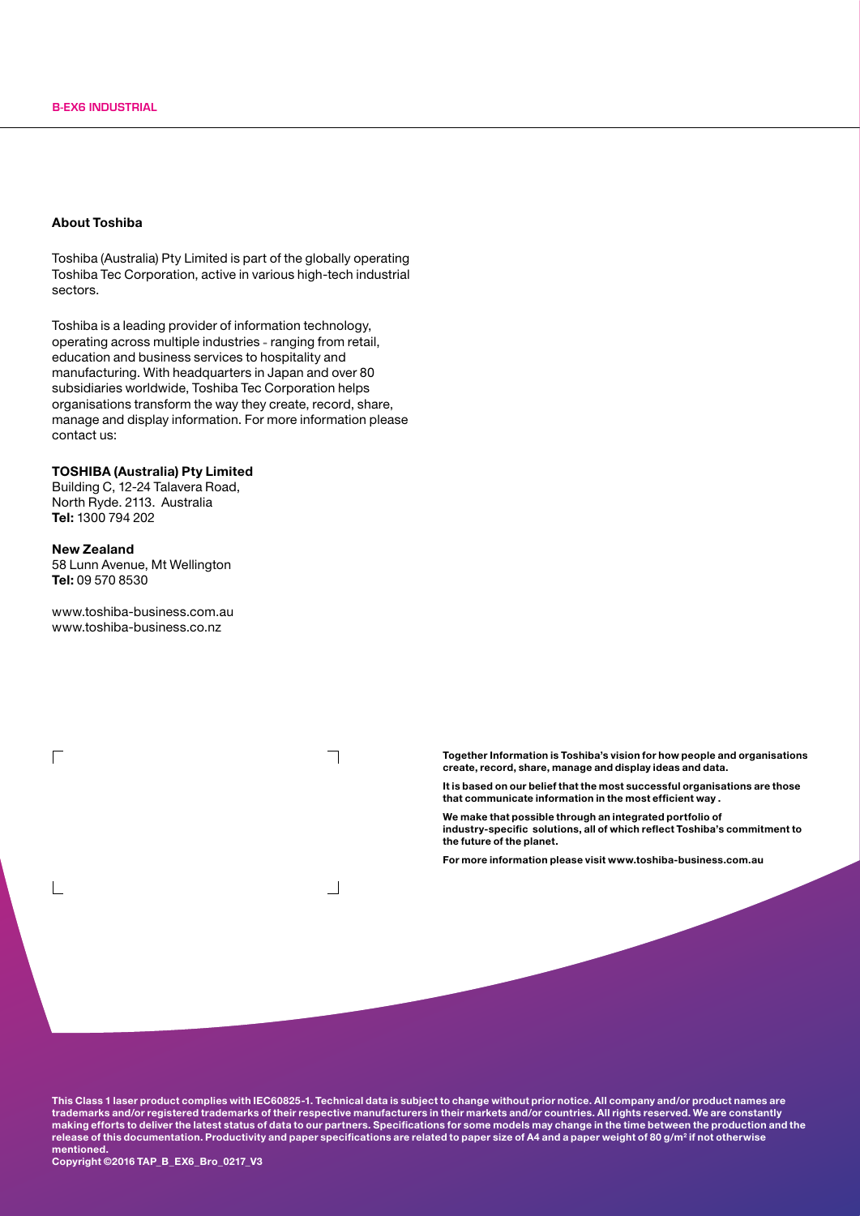## About Toshiba

Toshiba (Australia) Pty Limited is part of the globally operating Toshiba Tec Corporation, active in various high-tech industrial sectors.

Toshiba is a leading provider of information technology, operating across multiple industries - ranging from retail, education and business services to hospitality and manufacturing. With headquarters in Japan and over 80 subsidiaries worldwide, Toshiba Tec Corporation helps organisations transform the way they create, record, share, manage and display information. For more information please contact us:

**TOSHIBA (Australia) Pty Limited**
Building C, 12-24 Talavera Road,
North Ryde. 2113. Australia
**Tel:** 1300 794 202

**New Zealand**
58 Lunn Avenue, Mt Wellington
**Tel:** 09 570 8530

www.toshiba-business.com.au
www.toshiba-business.co.nz

**Together Information is Toshiba's vision for how people and organisations create, record, share, manage and display ideas and data.**

**It is based on our belief that the most successful organisations are those that communicate information in the most efficient way .**

**We make that possible through an integrated portfolio of industry-specific solutions, all of which reflect Toshiba's commitment to the future of the planet.**

**For more information please visit www.toshiba-business.com.au**

**This Class 1 laser product complies with IEC60825-1. Technical data is subject to change without prior notice. All company and/or product names are trademarks and/or registered trademarks of their respective manufacturers in their markets and/or countries. All rights reserved. We are constantly making efforts to deliver the latest status of data to our partners. Specifications for some models may change in the time between the production and the release of this documentation. Productivity and paper specifications are related to paper size of A4 and a paper weight of 80 g/m² if not otherwise mentioned.**
**Copyright ©2016 TAP_B_EX6_Bro_0217_V3**